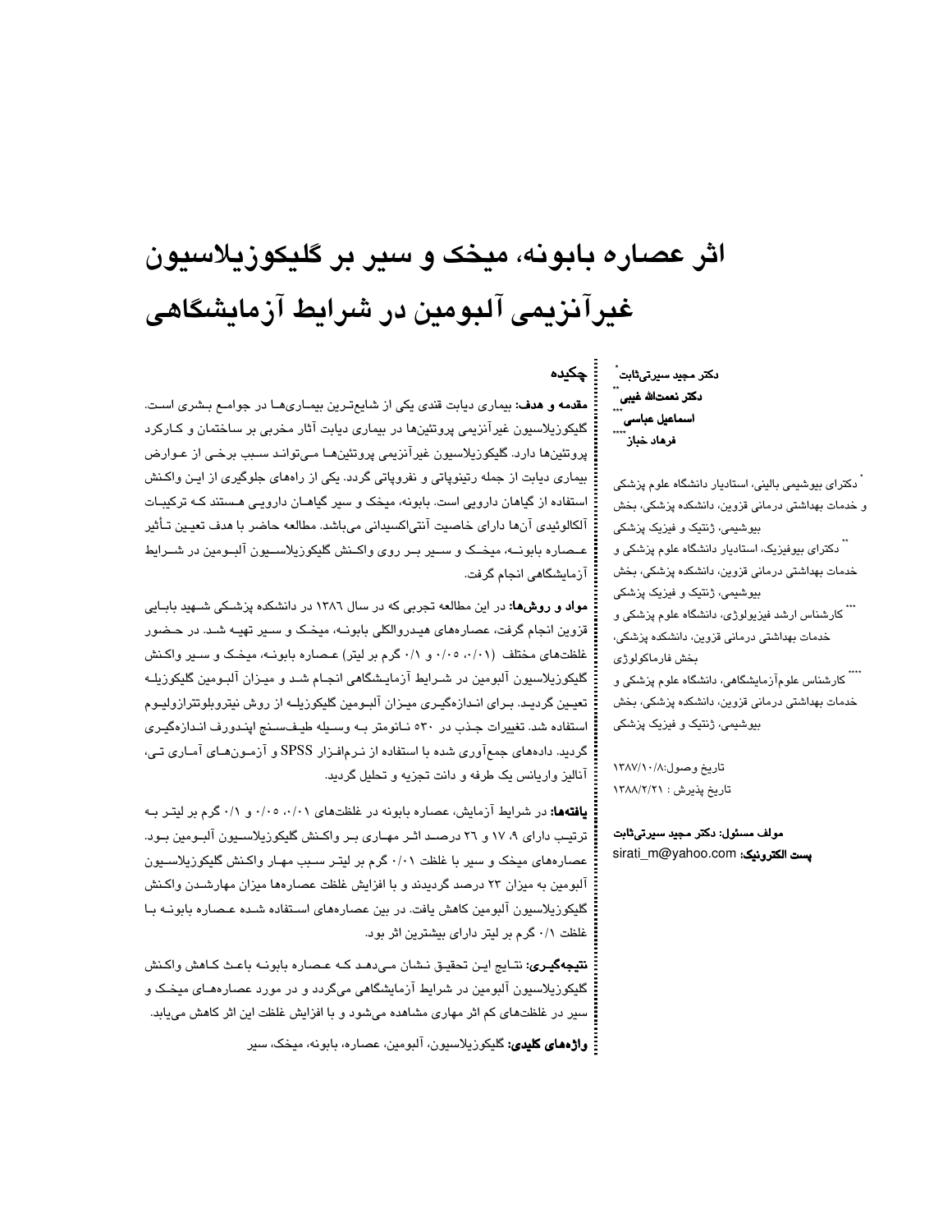# اثر عصاره بابونه، میخک و سیر بر گلیکوزیلاسیون غیرآنزیمی آلبومین در شرایط آزمایشگاهی

**دکتر مجید سیرتی‌ثابت** [*]
**دکتر نعمت‌الله غیبی** [**]
**اسماعیل عباسی** [***]
**فرهاد خباز** [****]

[*] دکترای بیوشیمی بالینی، استادیار دانشگاه علوم پزشکی و خدمات بهداشتی درمانی قزوین، دانشکده پزشکی، بخش بیوشیمی، ژنتیک و فیزیک پزشکی

[**] دکترای بیوفیزیک، استادیار دانشگاه علوم پزشکی و خدمات بهداشتی درمانی قزوین، دانشکده پزشکی، بخش بیوشیمی، ژنتیک و فیزیک پزشکی

[***] کارشناس ارشد فیزیولوژی، دانشگاه علوم پزشکی و خدمات بهداشتی درمانی قزوین، دانشکده پزشکی، بخش فارماکولوژی

[****] کارشناس علوم‌آزمایشگاهی، دانشگاه علوم پزشکی و خدمات بهداشتی درمانی قزوین، دانشکده پزشکی، بخش بیوشیمی، ژنتیک و فیزیک پزشکی

تاریخ وصول:۱۳۸۷/۱۰/۸
تاریخ پذیرش : ۱۳۸۸/۲/۲۱

**مولف مسئول: دکتر مجید سیرتی‌ثابت**
**پست الکترونیک:** sirati_m@yahoo.com

## چکیده

**مقدمه و هدف:** بیماری دیابت قندی یکی از شایع‌ترین بیماری‌ها در جوامع بشری است. گلیکوزیلاسیون غیرآنزیمی پروتئین‌ها در بیماری دیابت آثار مخربی بر ساختمان و کارکرد پروتئین‌ها دارد. گلیکوزیلاسیون غیرآنزیمی پروتئین‌ها می‌تواند سبب برخی از عوارض بیماری دیابت از جمله رتینوپاتی و نفروپاتی گردد. یکی از راههای جلوگیری از این واکنش استفاده از گیاهان دارویی است. بابونه، میخک و سیر گیاهان دارویی هستند که ترکیبات آلکالوئیدی آن‌ها دارای خاصیت آنتی‌اکسیدانی می‌باشد. مطالعه حاضر با هدف تعیین تأثیر عصاره بابونه، میخک و سیر بر روی واکنش گلیکوزیلاسیون آلبومین در شرایط آزمایشگاهی انجام گرفت.

**مواد و روش‌ها:** در این مطالعه تجربی که در سال ۱۳۸٦ در دانشکده پزشکی شهید بابایی قزوین انجام گرفت، عصاره‌های هیدروالکلی بابونه، میخک و سیر تهیه شد. در حضور غلظت‌های مختلف (۰/۰۱، ۰/۰۵ و ۰/۱ گرم بر لیتر) عصاره بابونه، میخک و سیر واکنش گلیکوزیلاسیون آلبومین در شرایط آزمایشگاهی انجام شد و میزان آلبومین گلیکوزیله تعیین گردید. برای اندازه‌گیری میزان آلبومین گلیکوزیله از روش نیتروبلوتترازولیوم استفاده شد. تغییرات جذب در ۵۳۰ نانومتر به وسیله طیف‌سنج اپندورف اندازه‌گیری گردید. داده‌های جمع‌آوری شده با استفاده از نرم‌افزار SPSS و آزمون‌های آماری تی، آنالیز واریانس یک طرفه و دانت تجزیه و تحلیل گردید.

**یافته‌ها:** در شرایط آزمایش، عصاره بابونه در غلظت‌های ۰/۰۱، ۰/۰۵ و ۰/۱ گرم بر لیتر به ترتیب دارای ۹، ۱۷ و ۲٦ درصد اثر مهاری بر واکنش گلیکوزیلاسیون آلبومین بود. عصاره‌های میخک و سیر با غلظت ۰/۰۱ گرم بر لیتر سبب مهار واکنش گلیکوزیلاسیون آلبومین به میزان ۲۳ درصد گردیدند و با افزایش غلظت عصاره‌ها میزان مهارشدن واکنش گلیکوزیلاسیون آلبومین کاهش یافت. در بین عصاره‌های استفاده شده عصاره بابونه با غلظت ۰/۱ گرم بر لیتر دارای بیشترین اثر بود.

**نتیجه‌گیری:** نتایج این تحقیق نشان می‌دهد که عصاره بابونه باعث کاهش واکنش گلیکوزیلاسیون آلبومین در شرایط آزمایشگاهی می‌گردد و در مورد عصاره‌های میخک و سیر در غلظت‌های کم اثر مهاری مشاهده می‌شود و با افزایش غلظت این اثر کاهش می‌یابد.

**واژه‌های کلیدی:** گلیکوزیلاسیون، آلبومین، عصاره، بابونه، میخک، سیر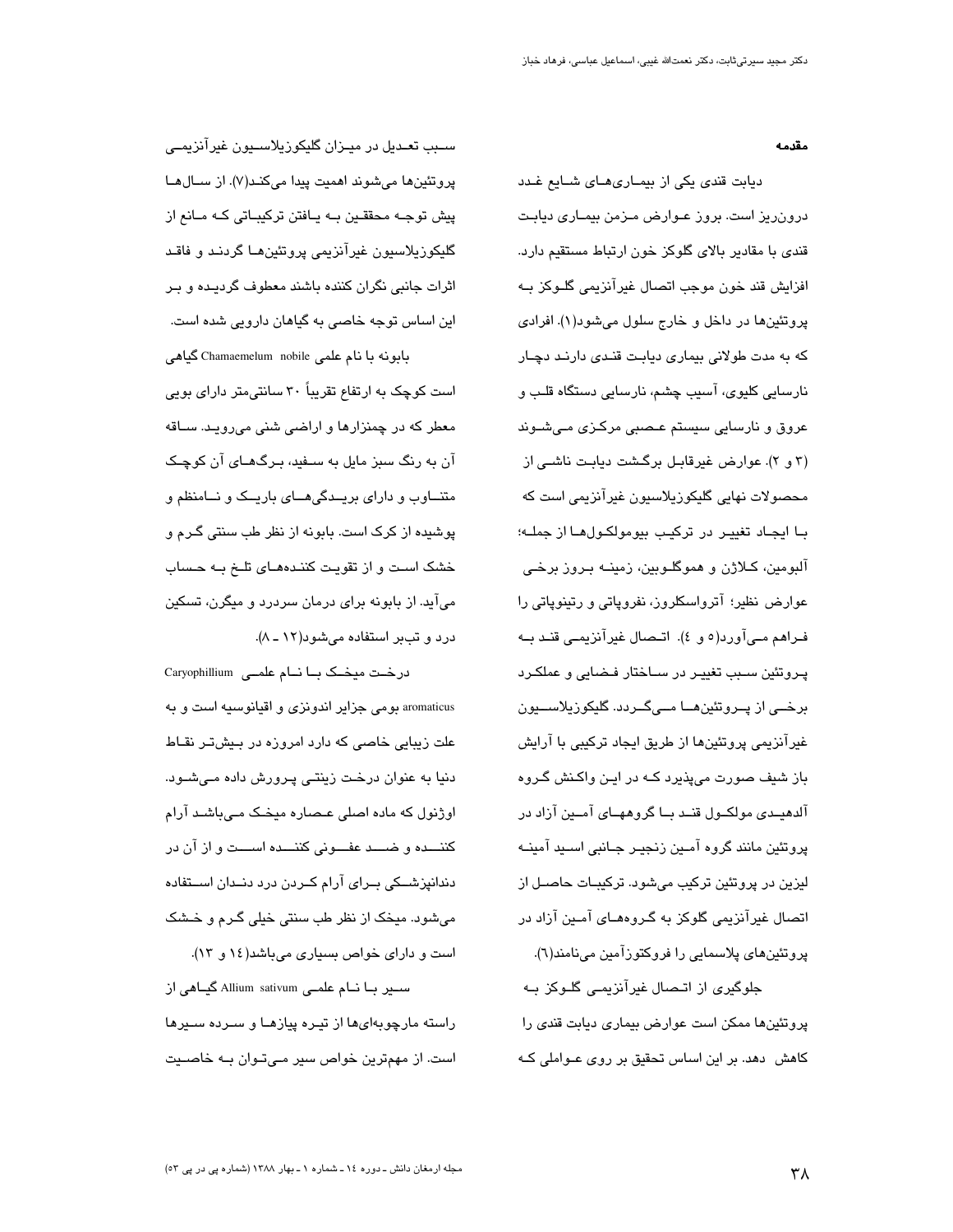## مقدمه

دیابت قندی یکی از بیماری‌های شایع غدد درون‌ریز است. بروز عوارض مزمن بیماری دیابت قندی با مقادیر بالای گلوکز خون ارتباط مستقیم دارد. افزایش قند خون موجب اتصال غیرآنزیمی گلوکز به پروتئین‌ها در داخل و خارج سلول می‌شود(۱). افرادی که به مدت طولانی بیماری دیابت قندی دارند دچار نارسایی کلیوی، آسیب چشم، نارسایی دستگاه قلب و عروق و نارسایی سیستم عصبی مرکزی می‌شوند (۳ و ۲). عوارض غیرقابل برگشت دیابت ناشی از محصولات نهایی گلیکوزیلاسیون غیرآنزیمی است که با ایجاد تغییر در ترکیب بیومولکول‌ها از جمله؛ آلبومین، کلاژن و هموگلوبین، زمینه بروز برخی عوارض نظیر؛ آترواسکلروز، نفروپاتی و رتینوپاتی را فراهم می‌آورد(۵ و ٤). اتصال غیرآنزیمی قند به پروتئین سبب تغییر در ساختار فضایی و عملکرد برخی از پروتئین‌ها می‌گردد. گلیکوزیلاسیون غیرآنزیمی پروتئین‌ها از طریق ایجاد ترکیبی با آرایش باز شیف صورت می‌پذیرد که در این واکنش گروه آلدهیدی مولکول قند با گروههای آمین آزاد در پروتئین مانند گروه آمین زنجیر جانبی اسید آمینه لیزین در پروتئین ترکیب می‌شود. ترکیبات حاصل از اتصال غیرآنزیمی گلوکز به گروه‌های آمین آزاد در پروتئین‌های پلاسمایی را فروکتوزآمین می‌نامند(٦).

جلوگیری از اتصال غیرآنزیمی گلوکز به پروتئین‌ها ممکن است عوارض بیماری دیابت قندی را کاهش دهد. بر این اساس تحقیق بر روی عواملی که سبب تعدیل در میزان گلیکوزیلاسیون غیرآنزیمی پروتئین‌ها می‌شوند اهمیت پیدا می‌کند(۷). از سال‌ها پیش توجه محققین به یافتن ترکیباتی که مانع از گلیکوزیلاسیون غیرآنزیمی پروتئین‌ها گردند و فاقد اثرات جانبی نگران کننده باشند معطوف گردیده و بر این اساس توجه خاصی به گیاهان دارویی شده است.

بابونه با نام علمی Chamaemelum nobile گیاهی است کوچک به ارتفاع تقریباً ۳۰ سانتی‌متر دارای بویی معطر که در چمنزارها و اراضی شنی می‌روید. ساقه آن به رنگ سبز مایل به سفید، برگ‌های آن کوچک متناوب و دارای بریدگی‌های باریک و نامنظم و پوشیده از کرک است. بابونه از نظر طب سنتی گرم و خشک است و از تقویت کننده‌های تلخ به حساب می‌آید. از بابونه برای درمان سردرد و میگرن، تسکین درد و تب‌بر استفاده می‌شود(۱۲ ـ ۸).

درخت میخک با نام علمی Caryophillium aromaticus بومی جزایر اندونزی و اقیانوسیه است و به علت زیبایی خاصی که دارد امروزه در بیش‌تر نقاط دنیا به عنوان درخت زینتی پرورش داده می‌شود. اوژنول که ماده اصلی عصاره میخک می‌باشد آرام کننده و ضد عفونی کننده است و از آن در دندانپزشکی برای آرام کردن درد دندان استفاده می‌شود. میخک از نظر طب سنتی خیلی گرم و خشک است و دارای خواص بسیاری می‌باشد(١٤ و ١٣).

سیر با نام علمی Allium sativum گیاهی از راسته مارچوبه‌ای‌ها از تیره پیازها و سرده سیرها است. از مهم‌ترین خواص سیر می‌توان به خاصیت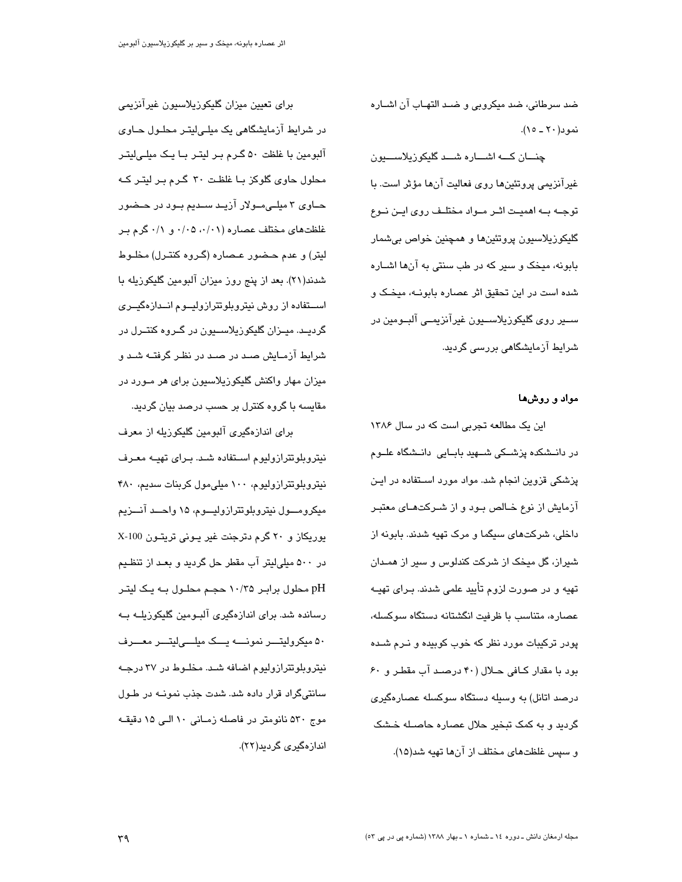ضد سرطانی، ضد میکروبی و ضد التهاب آن اشاره نمود(۲۰ ـ ۱۵).

چنان که اشاره شد گلیکوزیلاسیون غیرآنزیمی پروتئین‌ها روی فعالیت آن‌ها مؤثر است. با توجه به اهمیت اثر مواد مختلف روی این نوع گلیکوزیلاسیون پروتئین‌ها و همچنین خواص بی‌شمار بابونه، میخک و سیر که در طب سنتی به آن‌ها اشاره شده است در این تحقیق اثر عصاره بابونه، میخک و سیر روی گلیکوزیلاسیون غیرآنزیمی آلبومین در شرایط آزمایشگاهی بررسی گردید.

**مواد و روش‌ها**

این یک مطالعه تجربی است که در سال ۱۳۸۶ در دانشکده پزشکی شهید بابایی دانشگاه علوم پزشکی قزوین انجام شد. مواد مورد استفاده در این آزمایش از نوع خالص بود و از شرکت‌های معتبر داخلی، شرکت‌های سیگما و مرک تهیه شدند. بابونه از شیراز، گل میخک از شرکت کندلوس و سیر از همدان تهیه و در صورت لزوم تأیید علمی شدند. برای تهیه عصاره، متناسب با ظرفیت انگشتانه دستگاه سوکسله، پودر ترکیبات مورد نظر که خوب کوبیده و نرم شده بود با مقدار کافی حلال (۴۰ درصد آب مقطر و ۶۰ درصد اتانل) به وسیله دستگاه سوکسله عصاره‌گیری گردید و به کمک تبخیر حلال عصاره حاصله خشک و سپس غلظت‌های مختلف از آن‌ها تهیه شد(۱۵).

برای تعیین میزان گلیکوزیلاسیون غیرآنزیمی در شرایط آزمایشگاهی یک میلی‌لیتر محلول حاوی آلبومین با غلظت ۵۰ گرم بر لیتر با یک میلی‌لیتر محلول حاوی گلوکز با غلظت ۳۰ گرم بر لیتر که حاوی ۳ میلی‌مولار آزید سدیم بود در حضور غلظت‌های مختلف عصاره (۰/۰۱، ۰/۰۵ و ۰/۱ گرم بر لیتر) و عدم حضور عصاره (گروه کنترل) مخلوط شدند(۲۱). بعد از پنج روز میزان آلبومین گلیکوزیله با استفاده از روش نیتروبلوتترازولیوم اندازه‌گیری گردید. میزان گلیکوزیلاسیون در گروه کنترل در شرایط آزمایش صد در صد در نظر گرفته شد و میزان مهار واکنش گلیکوزیلاسیون برای هر مورد در مقایسه با گروه کنترل بر حسب درصد بیان گردید.

برای اندازه‌گیری آلبومین گلیکوزیله از معرف نیتروبلوتترازولیوم استفاده شد. برای تهیه معرف نیتروبلوتترازولیوم، ۱۰۰ میلی‌مول کربنات سدیم، ۴۸۰ میکرومول نیتروبلوتترازولیوم، ۱۵ واحد آنزیم یوریکاز و ۲۰ گرم دترجنت غیر یونی تریتون X-100 در ۵۰۰ میلی‌لیتر آب مقطر حل گردید و بعد از تنظیم pH محلول برابر ۱۰/۳۵ حجم محلول به یک لیتر رسانده شد. برای اندازه‌گیری آلبومین گلیکوزیله به ۵۰ میکرولیتر نمونه یک میلی‌لیتر معرف نیتروبلوتترازولیوم اضافه شد. مخلوط در ۳۷ درجه سانتی‌گراد قرار داده شد. شدت جذب نمونه در طول موج ۵۳۰ نانومتر در فاصله زمانی ۱۰ الی ۱۵ دقیقه اندازه‌گیری گردید(۲۲).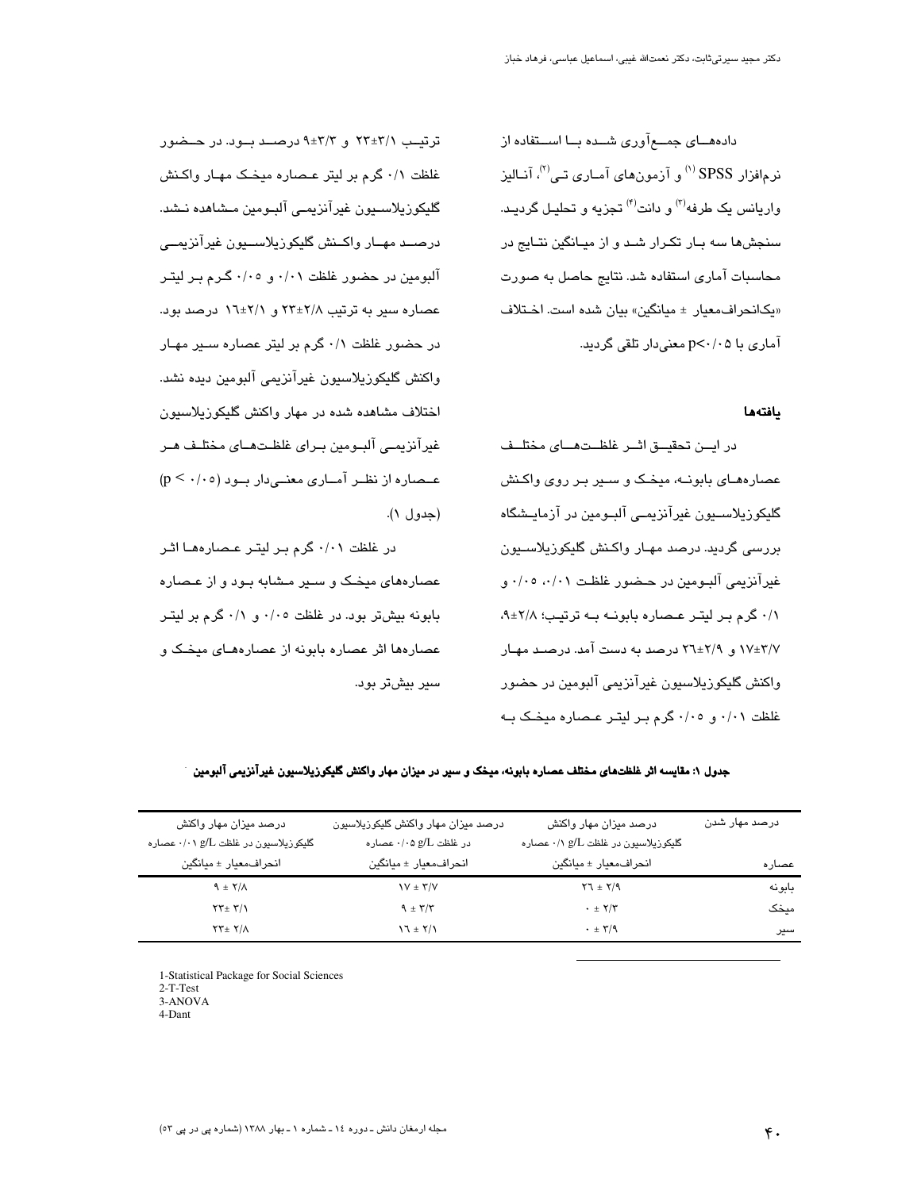داده‌های جمع‌آوری شده با استفاده از نرم‌افزار SPSS [1] و آزمون‌های آماری تی[2]، آنالیز واریانس یک طرفه[3] و دانت[4] تجزیه و تحلیل گردید. سنجش‌ها سه بار تکرار شد و از میانگین نتایج در محاسبات آماری استفاده شد. نتایج حاصل به صورت «یک‌انحراف‌معیار ± میانگین» بیان شده است. اختلاف آماری با p<۰/۰۵ معنی‌دار تلقی گردید.

## یافته‌ها

در این تحقیق اثر غلظت‌های مختلف عصاره‌های بابونه، میخک و سیر بر روی واکنش گلیکوزیلاسیون غیرآنزیمی آلبومین در آزمایشگاه بررسی گردید. درصد مهار واکنش گلیکوزیلاسیون غیرآنزیمی آلبومین در حضور غلظت ۰/۰۱، ۰/۰۵ و ۰/۱ گرم بر لیتر عصاره بابونه به ترتیب؛ ۲/۸±۹، ۳/۷±۱۷ و ۲/۹±۲۶ درصد به دست آمد. درصد مهار واکنش گلیکوزیلاسیون غیرآنزیمی آلبومین در حضور غلظت ۰/۰۱ و ۰/۰۵ گرم بر لیتر عصاره میخک به ترتیب ۳/۱±۲۳ و ۳/۳±۹ درصد بود. در حضور غلظت ۰/۱ گرم بر لیتر عصاره میخک مهار واکنش گلیکوزیلاسیون غیرآنزیمی آلبومین مشاهده نشد. درصد مهار واکنش گلیکوزیلاسیون غیرآنزیمی آلبومین در حضور غلظت ۰/۰۱ و ۰/۰۵ گرم بر لیتر عصاره سیر به ترتیب ۲/۸±۲۳ و ۲/۱±۱۶ درصد بود. در حضور غلظت ۰/۱ گرم بر لیتر عصاره سیر مهار واکنش گلیکوزیلاسیون غیرآنزیمی آلبومین دیده نشد. اختلاف مشاهده شده در مهار واکنش گلیکوزیلاسیون غیرآنزیمی آلبومین برای غلظت‌های مختلف هر عصاره از نظر آماری معنی‌دار بود ($p < ۰/۰۵$) (جدول ۱).

در غلظت ۰/۰۱ گرم بر لیتر عصاره‌ها اثر عصاره‌های میخک و سیر مشابه بود و از عصاره بابونه بیش‌تر بود. در غلظت ۰/۰۵ و ۰/۱ گرم بر لیتر عصاره‌ها اثر عصاره بابونه از عصاره‌های میخک و سیر بیش‌تر بود.

**جدول ۱: مقایسه اثر غلظت‌های مختلف عصاره بابونه، میخک و سیر در میزان مهار واکنش گلیکوزیلاسیون غیرآنزیمی آلبومین**

| درصد مهار شدن / عصاره | درصد میزان مهار واکنش گلیکوزیلاسیون در غلظت ۰/۱ g/L عصاره انحراف‌معیار ± میانگین | درصد میزان مهار واکنش گلیکوزیلاسیون در غلظت ۰/۰۵ g/L عصاره انحراف‌معیار ± میانگین | درصد میزان مهار واکنش گلیکوزیلاسیون در غلظت ۰/۰۱ g/L عصاره انحراف‌معیار ± میانگین |
|---|---|---|---|
| بابونه | ۲۶ ± ۲/۹ | ۱۷ ± ۳/۷ | ۹ ± ۲/۸ |
| میخک | ۰ ± ۲/۳ | ۹ ± ۳/۳ | ۲۳± ۳/۱ |
| سیر | ۰ ± ۳/۹ | ۱۶ ± ۲/۱ | ۲۳± ۲/۸ |

1-Statistical Package for Social Sciences
2-T-Test
3-ANOVA
4-Dant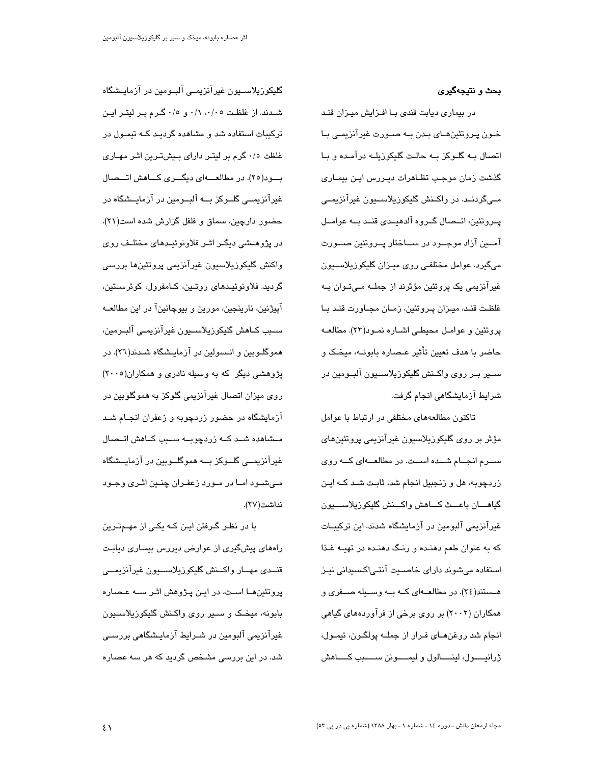**بحث و نتیجه‌گیری**

در بیماری دیابت قندی با افزایش میزان قند خون پروتئین‌های بدن به صورت غیرآنزیمی با اتصال به گلوکز به حالت گلیکوزیله درآمده و با گذشت زمان موجب تظاهرات دیررس این بیماری می‌گردند. در واکنش گلیکوزیلاسیون غیرآنزیمی پروتئین، اتصال گروه آلدهیدی قند به عوامل آمین آزاد موجود در ساختار پروتئین صورت می‌گیرد. عوامل مختلفی روی میزان گلیکوزیلاسیون غیرآنزیمی یک پروتئین مؤثرند از جمله می‌توان به غلظت قند، میزان پروتئین، زمان مجاورت قند با پروتئین و عوامل محیطی اشاره نمود(۲۳). مطالعه حاضر با هدف تعیین تأثیر عصاره بابونه، میخک و سیر بر روی واکنش گلیکوزیلاسیون آلبومین در شرایط آزمایشگاهی انجام گرفت.

تاکنون مطالعه‌های مختلفی در ارتباط با عوامل مؤثر بر روی گلیکوزیلاسیون غیرآنزیمی پروتئین‌های سرم انجام شده است. در مطالعه‌ای که روی زردچوبه، هل و زنجبیل انجام شد، ثابت شد که این گیاهان باعث کاهش واکنش گلیکوزیلاسیون غیرآنزیمی آلبومین در آزمایشگاه شدند. این ترکیبات که به عنوان طعم دهنده و رنگ دهنده در تهیه غذا استفاده می‌شوند دارای خاصیت آنتی‌اکسیدانی نیز هستند(۲۴). در مطالعه‌ای که به وسیله صفری و همکاران (۲۰۰۲) بر روی برخی از فرآورده‌های گیاهی انجام شد روغن‌های فرار از جمله پولگون، تیمول، ژرانیول، لینالول و لیمونن سبب کاهش گلیکوزیلاسیون غیرآنزیمی آلبومین در آزمایشگاه شدند. از غلظت ۰/۰۵، ۰/۱ و ۰/۵ گرم بر لیتر این ترکیبات استفاده شد و مشاهده گردید که تیمول در غلظت ۰/۵ گرم بر لیتر دارای بیش‌ترین اثر مهاری بود(۲۵). در مطالعه‌ای دیگری کاهش اتصال غیرآنزیمی گلوکز به آلبومین در آزمایشگاه در حضور دارچین، سماق و فلفل گزارش شده است(۲۱). در پژوهشی دیگر اثر فلاونوئیدهای مختلف روی واکنش گلیکوزیلاسیون غیرآنزیمی پروتئین‌ها بررسی گردید. فلاونوئیدهای روتین، کامفرول، کوئرستین، آپیژنین، نارینجین، مورین و بیوچانینA در این مطالعه سبب کاهش گلیکوزیلاسیون غیرآنزیمی آلبومین، هموگلوبین و انسولین در آزمایشگاه شدند(۲۶). در پژوهشی دیگر که به وسیله نادری و همکاران(۲۰۰۵) روی میزان اتصال غیرآنزیمی گلوکز به هموگلوبین در آزمایشگاه در حضور زردچوبه و زعفران انجام شد مشاهده شد که زردچوبه سبب کاهش اتصال غیرآنزیمی گلوکز به هموگلوبین در آزمایشگاه می‌شود اما در مورد زعفران چنین اثری وجود نداشت(۲۷).

با در نظر گرفتن این که یکی از مهم‌ترین راه‌های پیشگیری از عوارض دیررس بیماری دیابت قندی مهار واکنش گلیکوزیلاسیون غیرآنزیمی پروتئین‌ها است، در این پژوهش اثر سه عصاره بابونه، میخک و سیر روی واکنش گلیکوزیلاسیون غیرآنزیمی آلبومین در شرایط آزمایشگاهی بررسی شد. در این بررسی مشخص گردید که هر سه عصاره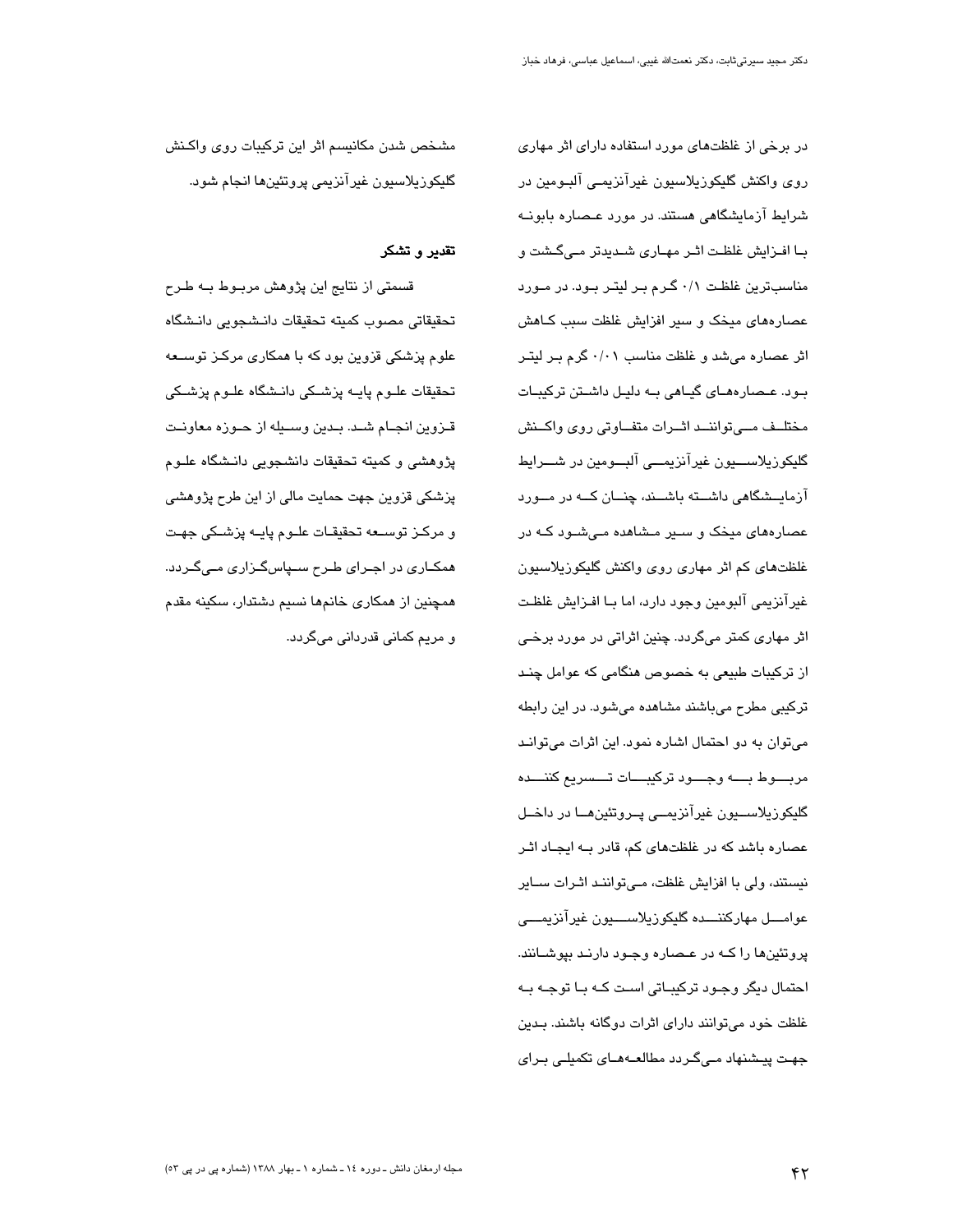در برخی از غلظت‌های مورد استفاده دارای اثر مهاری روی واکنش گلیکوزیلاسیون غیرآنزیمی آلبومین در شرایط آزمایشگاهی هستند. در مورد عصاره بابونه با افزایش غلظت اثر مهاری شدیدتر می‌گشت و مناسب‌ترین غلظت ۰/۱ گرم بر لیتر بود. در مورد عصاره‌های میخک و سیر افزایش غلظت سبب کاهش اثر عصاره می‌شد و غلظت مناسب ۰/۰۱ گرم بر لیتر بود. عصاره‌های گیاهی به دلیل داشتن ترکیبات مختلف می‌توانند اثرات متفاوتی روی واکنش گلیکوزیلاسیون غیرآنزیمی آلبومین در شرایط آزمایشگاهی داشته باشند، چنان که در مورد عصاره‌های میخک و سیر مشاهده می‌شود که در غلظت‌های کم اثر مهاری روی واکنش گلیکوزیلاسیون غیرآنزیمی آلبومین وجود دارد، اما با افزایش غلظت اثر مهاری کمتر می‌گردد. چنین اثراتی در مورد برخی از ترکیبات طبیعی به خصوص هنگامی که عوامل چند ترکیبی مطرح می‌باشند مشاهده می‌شود. در این رابطه می‌توان به دو احتمال اشاره نمود. این اثرات می‌تواند مربوط به وجود ترکیبات تسریع کننده گلیکوزیلاسیون غیرآنزیمی پروتئین‌ها در داخل عصاره باشد که در غلظت‌های کم، قادر به ایجاد اثر نیستند، ولی با افزایش غلظت، می‌توانند اثرات سایر عوامل مهارکننده گلیکوزیلاسیون غیرآنزیمی پروتئین‌ها را که در عصاره وجود دارند بپوشانند. احتمال دیگر وجود ترکیباتی است که با توجه به غلظت خود می‌توانند دارای اثرات دوگانه باشند. بدین جهت پیشنهاد می‌گردد مطالعه‌های تکمیلی برای مشخص شدن مکانیسم اثر این ترکیبات روی واکنش گلیکوزیلاسیون غیرآنزیمی پروتئین‌ها انجام شود.

### تقدیر و تشکر

قسمتی از نتایج این پژوهش مربوط به طرح تحقیقاتی مصوب کمیته تحقیقات دانشجویی دانشگاه علوم پزشکی قزوین بود که با همکاری مرکز توسعه تحقیقات علوم پایه پزشکی دانشگاه علوم پزشکی قزوین انجام شد. بدین وسیله از حوزه معاونت پژوهشی و کمیته تحقیقات دانشجویی دانشگاه علوم پزشکی قزوین جهت حمایت مالی از این طرح پژوهشی و مرکز توسعه تحقیقات علوم پایه پزشکی جهت همکاری در اجرای طرح سپاس‌گزاری می‌گردد. همچنین از همکاری خانم‌ها نسیم دشتدار، سکینه مقدم و مریم کمانی قدردانی می‌گردد.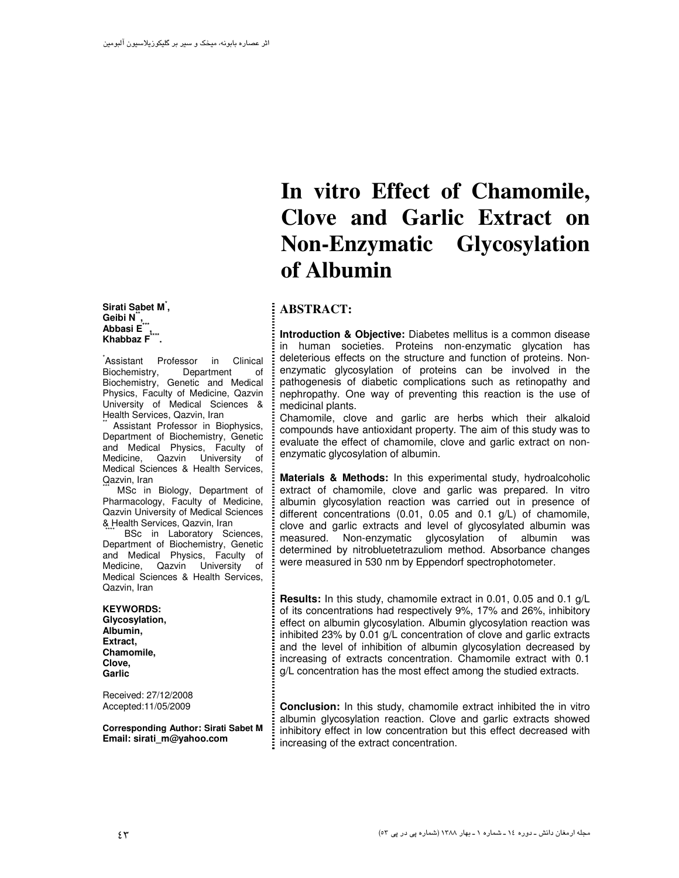# In vitro Effect of Chamomile, Clove and Garlic Extract on Non-Enzymatic Glycosylation of Albumin

**Sirati Sabet M**[*]**,**
**Geibi N**[**]**,**
**Abbasi E**[***]**,**
**Khabbaz F**[****]**.**

[*]Assistant Professor in Clinical Biochemistry, Department of Biochemistry, Genetic and Medical Physics, Faculty of Medicine, Qazvin University of Medical Sciences & Health Services, Qazvin, Iran

[**] Assistant Professor in Biophysics, Department of Biochemistry, Genetic and Medical Physics, Faculty of Medicine, Qazvin University of Medical Sciences & Health Services, Qazvin, Iran

[***] MSc in Biology, Department of Pharmacology, Faculty of Medicine, Qazvin University of Medical Sciences & Health Services, Qazvin, Iran

[****] BSc in Laboratory Sciences, Department of Biochemistry, Genetic and Medical Physics, Faculty of Medicine, Qazvin University of Medical Sciences & Health Services, Qazvin, Iran

**KEYWORDS:**
**Glycosylation,**
**Albumin,**
**Extract,**
**Chamomile,**
**Clove,**
**Garlic**

Received: 27/12/2008
Accepted:11/05/2009

**Corresponding Author: Sirati Sabet M**
**Email: sirati_m@yahoo.com**

## ABSTRACT:

**Introduction & Objective:** Diabetes mellitus is a common disease in human societies. Proteins non-enzymatic glycation has deleterious effects on the structure and function of proteins. Non-enzymatic glycosylation of proteins can be involved in the pathogenesis of diabetic complications such as retinopathy and nephropathy. One way of preventing this reaction is the use of medicinal plants.

Chamomile, clove and garlic are herbs which their alkaloid compounds have antioxidant property. The aim of this study was to evaluate the effect of chamomile, clove and garlic extract on non-enzymatic glycosylation of albumin.

**Materials & Methods:** In this experimental study, hydroalcoholic extract of chamomile, clove and garlic was prepared. In vitro albumin glycosylation reaction was carried out in presence of different concentrations (0.01, 0.05 and 0.1 g/L) of chamomile, clove and garlic extracts and level of glycosylated albumin was measured. Non-enzymatic glycosylation of albumin was determined by nitrobluetetrazuliom method. Absorbance changes were measured in 530 nm by Eppendorf spectrophotometer.

**Results:** In this study, chamomile extract in 0.01, 0.05 and 0.1 g/L of its concentrations had respectively 9%, 17% and 26%, inhibitory effect on albumin glycosylation. Albumin glycosylation reaction was inhibited 23% by 0.01 g/L concentration of clove and garlic extracts and the level of inhibition of albumin glycosylation decreased by increasing of extracts concentration. Chamomile extract with 0.1 g/L concentration has the most effect among the studied extracts.

**Conclusion:** In this study, chamomile extract inhibited the in vitro albumin glycosylation reaction. Clove and garlic extracts showed inhibitory effect in low concentration but this effect decreased with increasing of the extract concentration.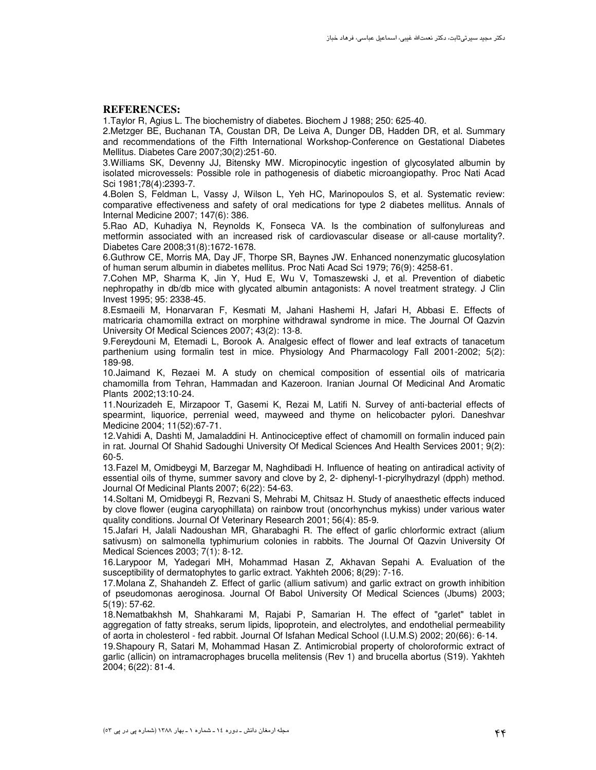## REFERENCES:

1.Taylor R, Agius L. The biochemistry of diabetes. Biochem J 1988; 250: 625-40.

2.Metzger BE, Buchanan TA, Coustan DR, De Leiva A, Dunger DB, Hadden DR, et al. Summary and recommendations of the Fifth International Workshop-Conference on Gestational Diabetes Mellitus. Diabetes Care 2007;30(2):251-60.

3.Williams SK, Devenny JJ, Bitensky MW. Micropinocytic ingestion of glycosylated albumin by isolated microvessels: Possible role in pathogenesis of diabetic microangiopathy. Proc Nati Acad Sci 1981;78(4):2393-7.

4.Bolen S, Feldman L, Vassy J, Wilson L, Yeh HC, Marinopoulos S, et al. Systematic review: comparative effectiveness and safety of oral medications for type 2 diabetes mellitus. Annals of Internal Medicine 2007; 147(6): 386.

5.Rao AD, Kuhadiya N, Reynolds K, Fonseca VA. Is the combination of sulfonylureas and metformin associated with an increased risk of cardiovascular disease or all-cause mortality?. Diabetes Care 2008;31(8):1672-1678.

6.Guthrow CE, Morris MA, Day JF, Thorpe SR, Baynes JW. Enhanced nonenzymatic glucosylation of human serum albumin in diabetes mellitus. Proc Nati Acad Sci 1979; 76(9): 4258-61.

7.Cohen MP, Sharma K, Jin Y, Hud E, Wu V, Tomaszewski J, et al. Prevention of diabetic nephropathy in db/db mice with glycated albumin antagonists: A novel treatment strategy. J Clin Invest 1995; 95: 2338-45.

8.Esmaeili M, Honarvaran F, Kesmati M, Jahani Hashemi H, Jafari H, Abbasi E. Effects of matricaria chamomilla extract on morphine withdrawal syndrome in mice. The Journal Of Qazvin University Of Medical Sciences 2007; 43(2): 13-8.

9.Fereydouni M, Etemadi L, Borook A. Analgesic effect of flower and leaf extracts of tanacetum parthenium using formalin test in mice. Physiology And Pharmacology Fall 2001-2002; 5(2): 189-98.

10.Jaimand K, Rezaei M. A study on chemical composition of essential oils of matricaria chamomilla from Tehran, Hammadan and Kazeroon. Iranian Journal Of Medicinal And Aromatic Plants 2002;13:10-24.

11.Nourizadeh E, Mirzapoor T, Gasemi K, Rezai M, Latifi N. Survey of anti-bacterial effects of spearmint, liquorice, perrenial weed, mayweed and thyme on helicobacter pylori. Daneshvar Medicine 2004; 11(52):67-71.

12.Vahidi A, Dashti M, Jamaladdini H. Antinociceptive effect of chamomill on formalin induced pain in rat. Journal Of Shahid Sadoughi University Of Medical Sciences And Health Services 2001; 9(2): 60-5.

13.Fazel M, Omidbeygi M, Barzegar M, Naghdibadi H. Influence of heating on antiradical activity of essential oils of thyme, summer savory and clove by 2, 2- diphenyl-1-picrylhydrazyl (dpph) method. Journal Of Medicinal Plants 2007; 6(22): 54-63.

14.Soltani M, Omidbeygi R, Rezvani S, Mehrabi M, Chitsaz H. Study of anaesthetic effects induced by clove flower (eugina caryophillata) on rainbow trout (oncorhynchus mykiss) under various water quality conditions. Journal Of Veterinary Research 2001; 56(4): 85-9.

15.Jafari H, Jalali Nadoushan MR, Gharabaghi R. The effect of garlic chlorformic extract (alium sativusm) on salmonella typhimurium colonies in rabbits. The Journal Of Qazvin University Of Medical Sciences 2003; 7(1): 8-12.

16.Larypoor M, Yadegari MH, Mohammad Hasan Z, Akhavan Sepahi A. Evaluation of the susceptibility of dermatophytes to garlic extract. Yakhteh 2006; 8(29): 7-16.

17.Molana Z, Shahandeh Z. Effect of garlic (allium sativum) and garlic extract on growth inhibition of pseudomonas aeroginosa. Journal Of Babol University Of Medical Sciences (Jbums) 2003; 5(19): 57-62.

18.Nematbakhsh M, Shahkarami M, Rajabi P, Samarian H. The effect of "garlet" tablet in aggregation of fatty streaks, serum lipids, lipoprotein, and electrolytes, and endothelial permeability of aorta in cholesterol - fed rabbit. Journal Of Isfahan Medical School (I.U.M.S) 2002; 20(66): 6-14.

19.Shapoury R, Satari M, Mohammad Hasan Z. Antimicrobial property of choloroformic extract of garlic (allicin) on intramacrophages brucella melitensis (Rev 1) and brucella abortus (S19). Yakhteh 2004; 6(22): 81-4.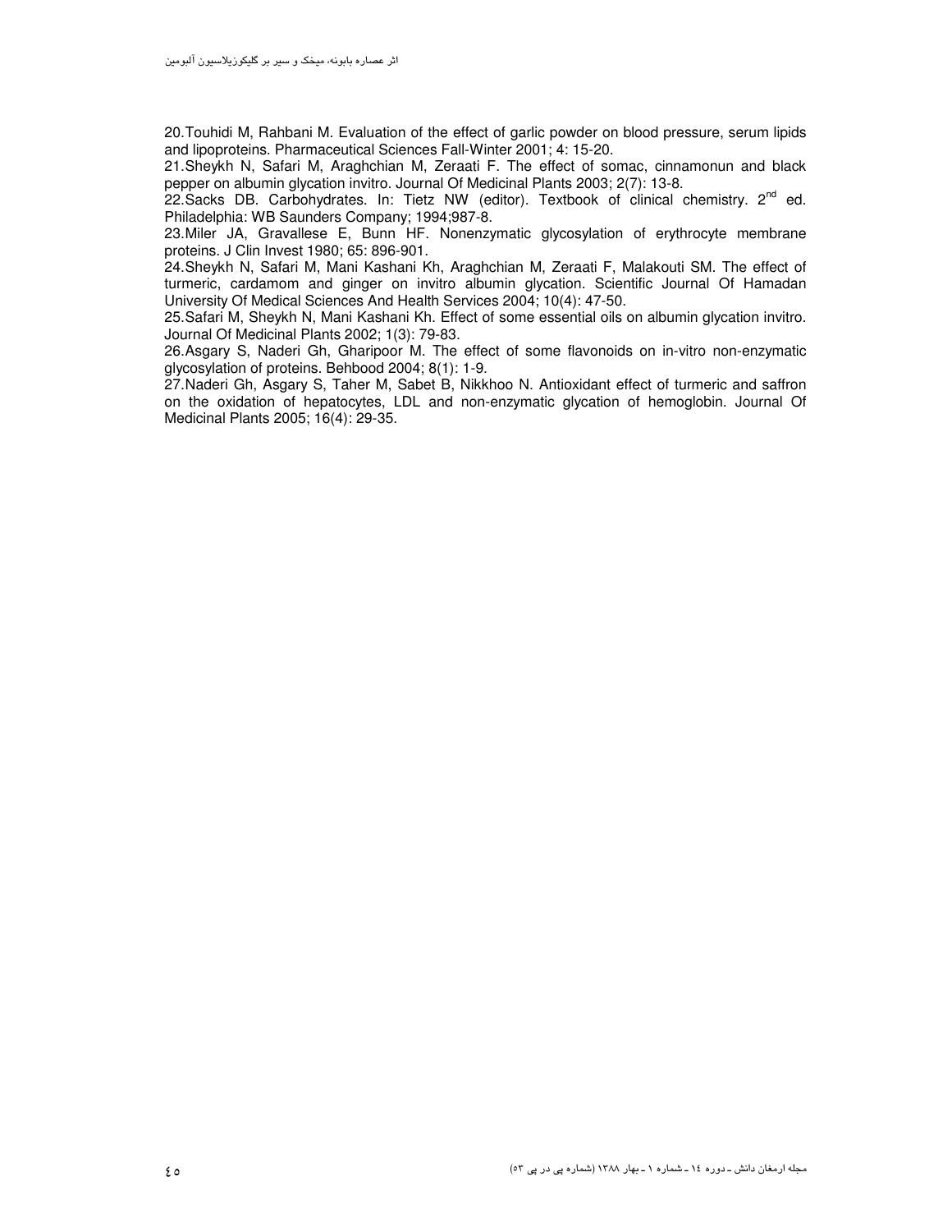20.Touhidi M, Rahbani M. Evaluation of the effect of garlic powder on blood pressure, serum lipids and lipoproteins. Pharmaceutical Sciences Fall-Winter 2001; 4: 15-20.

21.Sheykh N, Safari M, Araghchian M, Zeraati F. The effect of somac, cinnamonun and black pepper on albumin glycation invitro. Journal Of Medicinal Plants 2003; 2(7): 13-8.

22.Sacks DB. Carbohydrates. In: Tietz NW (editor). Textbook of clinical chemistry. 2nd ed. Philadelphia: WB Saunders Company; 1994;987-8.

23.Miler JA, Gravallese E, Bunn HF. Nonenzymatic glycosylation of erythrocyte membrane proteins. J Clin Invest 1980; 65: 896-901.

24.Sheykh N, Safari M, Mani Kashani Kh, Araghchian M, Zeraati F, Malakouti SM. The effect of turmeric, cardamom and ginger on invitro albumin glycation. Scientific Journal Of Hamadan University Of Medical Sciences And Health Services 2004; 10(4): 47-50.

25.Safari M, Sheykh N, Mani Kashani Kh. Effect of some essential oils on albumin glycation invitro. Journal Of Medicinal Plants 2002; 1(3): 79-83.

26.Asgary S, Naderi Gh, Gharipoor M. The effect of some flavonoids on in-vitro non-enzymatic glycosylation of proteins. Behbood 2004; 8(1): 1-9.

27.Naderi Gh, Asgary S, Taher M, Sabet B, Nikkhoo N. Antioxidant effect of turmeric and saffron on the oxidation of hepatocytes, LDL and non-enzymatic glycation of hemoglobin. Journal Of Medicinal Plants 2005; 16(4): 29-35.